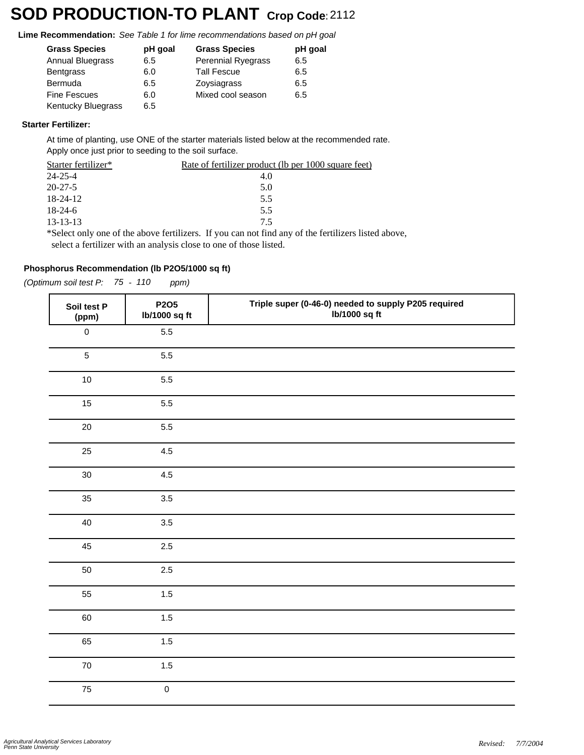# SOD PRODUCTION-TO PLANT **Crop Code**: 2112

**Lime Recommendation:** *See Table 1 for lime recommendations based on pH goal*

| Grass Species | pH goal | Grass Species | pH goal |
|---|---|---|---|
| Annual Bluegrass | 6.5 | Perennial Ryegrass | 6.5 |
| Bentgrass | 6.0 | Tall Fescue | 6.5 |
| Bermuda | 6.5 | Zoysiagrass | 6.5 |
| Fine Fescues | 6.0 | Mixed cool season | 6.5 |
| Kentucky Bluegrass | 6.5 | | |

**Starter Fertilizer:**

At time of planting, use ONE of the starter materials listed below at the recommended rate.
Apply once just prior to seeding to the soil surface.

| Starter fertilizer* | Rate of fertilizer product (lb per 1000 square feet) |
|---|---|
| 24-25-4 | 4.0 |
| 20-27-5 | 5.0 |
| 18-24-12 | 5.5 |
| 18-24-6 | 5.5 |
| 13-13-13 | 7.5 |

*Select only one of the above fertilizers. If you can not find any of the fertilizers listed above, select a fertilizer with an analysis close to one of those listed.

**Phosphorus Recommendation (lb P2O5/1000 sq ft)**

*(Optimum soil test P: 75 - 110 ppm)*

| Soil test P (ppm) | P2O5 lb/1000 sq ft | Triple super (0-46-0) needed to supply P205 required lb/1000 sq ft |
|---|---|---|
| 0 | 5.5 | |
| 5 | 5.5 | |
| 10 | 5.5 | |
| 15 | 5.5 | |
| 20 | 5.5 | |
| 25 | 4.5 | |
| 30 | 4.5 | |
| 35 | 3.5 | |
| 40 | 3.5 | |
| 45 | 2.5 | |
| 50 | 2.5 | |
| 55 | 1.5 | |
| 60 | 1.5 | |
| 65 | 1.5 | |
| 70 | 1.5 | |
| 75 | 0 | |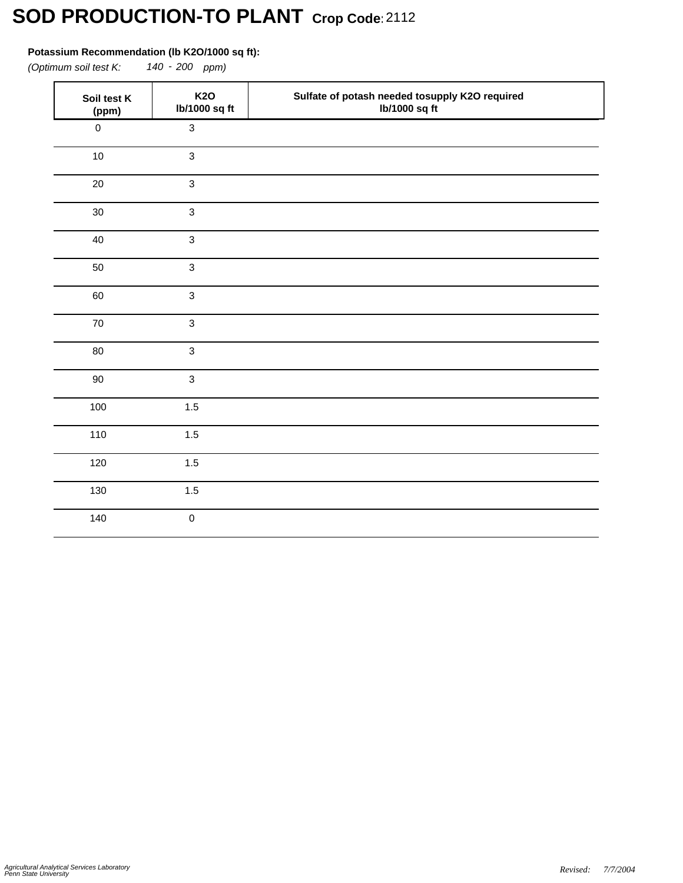# SOD PRODUCTION-TO PLANT Crop Code: 2112

**Potassium Recommendation (lb K2O/1000 sq ft):**

*(Optimum soil test K: 140 - 200 ppm)*

| Soil test K (ppm) | K2O lb/1000 sq ft | Sulfate of potash needed tosupply K2O required lb/1000 sq ft |
|---|---|---|
| 0 | 3 | |
| 10 | 3 | |
| 20 | 3 | |
| 30 | 3 | |
| 40 | 3 | |
| 50 | 3 | |
| 60 | 3 | |
| 70 | 3 | |
| 80 | 3 | |
| 90 | 3 | |
| 100 | 1.5 | |
| 110 | 1.5 | |
| 120 | 1.5 | |
| 130 | 1.5 | |
| 140 | 0 | |

*Agricultural Analytical Services Laboratory*
*Penn State University*

*Revised: 7/7/2004*